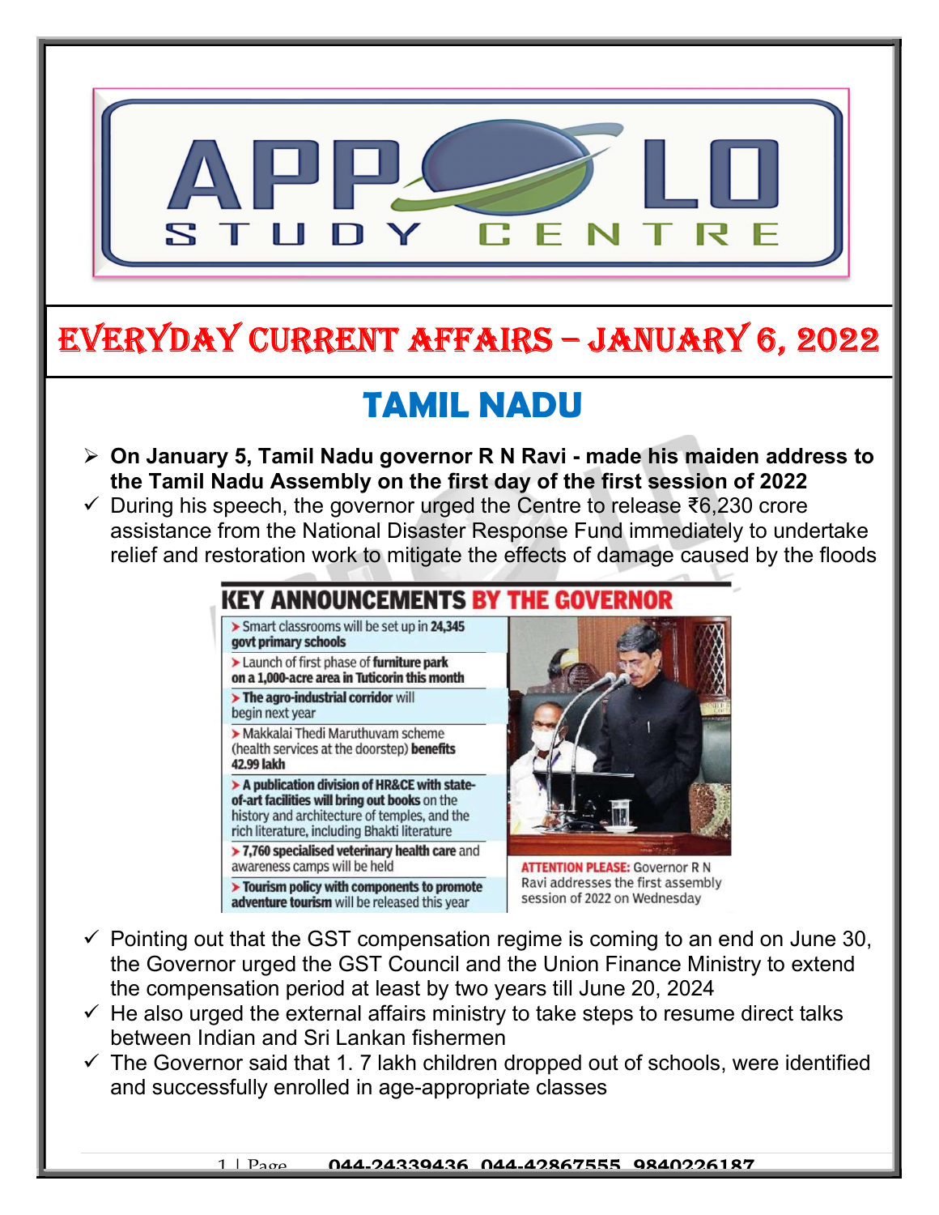# EVERYDAY CURRENT AFFAIRS – JANUARY 6, 2022

## TAMIL NADU

- **On January 5, Tamil Nadu governor R N Ravi - made his maiden address to the Tamil Nadu Assembly on the first day of the first session of 2022**
- ✓ During his speech, the governor urged the Centre to release ₹6,230 crore assistance from the National Disaster Response Fund immediately to undertake relief and restoration work to mitigate the effects of damage caused by the floods

### KEY ANNOUNCEMENTS BY THE GOVERNOR

- Smart classrooms will be set up in **24,345 govt primary schools**
- Launch of first phase of **furniture park** on a 1,000-acre area in Tuticorin this month
- **The agro-industrial corridor** will begin next year
- Makkalai Thedi Maruthuvam scheme (health services at the doorstep) **benefits 42.99 lakh**
- **A publication division of HR&CE with state-of-art facilities will bring out books** on the history and architecture of temples, and the rich literature, including Bhakti literature
- **7,760 specialised veterinary health care** and awareness camps will be held
- **Tourism policy with components to promote adventure tourism** will be released this year

**ATTENTION PLEASE:** Governor R N Ravi addresses the first assembly session of 2022 on Wednesday

- ✓ Pointing out that the GST compensation regime is coming to an end on June 30, the Governor urged the GST Council and the Union Finance Ministry to extend the compensation period at least by two years till June 20, 2024
- ✓ He also urged the external affairs ministry to take steps to resume direct talks between Indian and Sri Lankan fishermen
- ✓ The Governor said that 1. 7 lakh children dropped out of schools, were identified and successfully enrolled in age-appropriate classes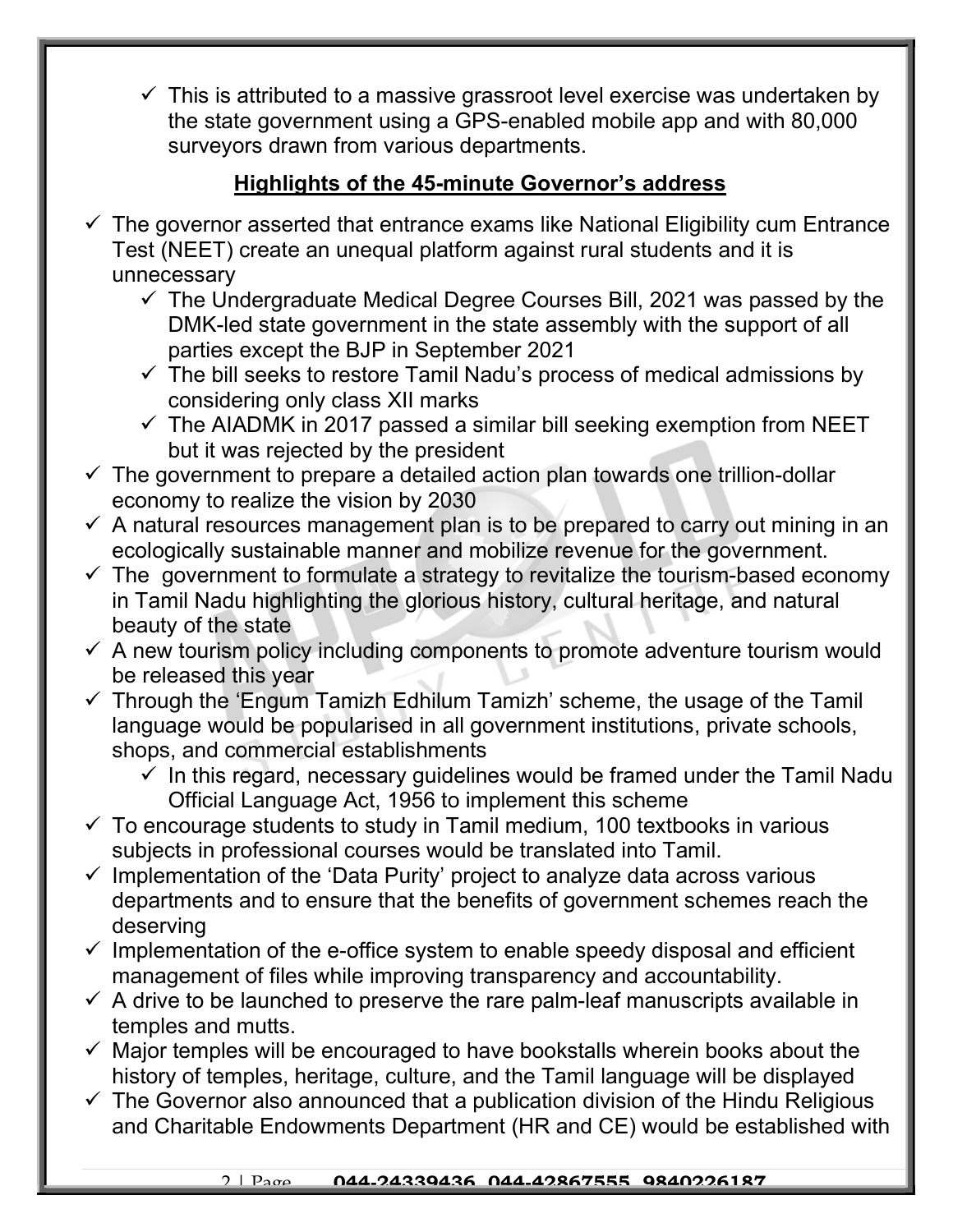- ✓ This is attributed to a massive grassroot level exercise was undertaken by the state government using a GPS-enabled mobile app and with 80,000 surveyors drawn from various departments.

## Highlights of the 45-minute Governor's address

- ✓ The governor asserted that entrance exams like National Eligibility cum Entrance Test (NEET) create an unequal platform against rural students and it is unnecessary
  - ✓ The Undergraduate Medical Degree Courses Bill, 2021 was passed by the DMK-led state government in the state assembly with the support of all parties except the BJP in September 2021
  - ✓ The bill seeks to restore Tamil Nadu's process of medical admissions by considering only class XII marks
  - ✓ The AIADMK in 2017 passed a similar bill seeking exemption from NEET but it was rejected by the president
- ✓ The government to prepare a detailed action plan towards one trillion-dollar economy to realize the vision by 2030
- ✓ A natural resources management plan is to be prepared to carry out mining in an ecologically sustainable manner and mobilize revenue for the government.
- ✓ The government to formulate a strategy to revitalize the tourism-based economy in Tamil Nadu highlighting the glorious history, cultural heritage, and natural beauty of the state
- ✓ A new tourism policy including components to promote adventure tourism would be released this year
- ✓ Through the 'Engum Tamizh Edhilum Tamizh' scheme, the usage of the Tamil language would be popularised in all government institutions, private schools, shops, and commercial establishments
  - ✓ In this regard, necessary guidelines would be framed under the Tamil Nadu Official Language Act, 1956 to implement this scheme
- ✓ To encourage students to study in Tamil medium, 100 textbooks in various subjects in professional courses would be translated into Tamil.
- ✓ Implementation of the 'Data Purity' project to analyze data across various departments and to ensure that the benefits of government schemes reach the deserving
- ✓ Implementation of the e-office system to enable speedy disposal and efficient management of files while improving transparency and accountability.
- ✓ A drive to be launched to preserve the rare palm-leaf manuscripts available in temples and mutts.
- ✓ Major temples will be encouraged to have bookstalls wherein books about the history of temples, heritage, culture, and the Tamil language will be displayed
- ✓ The Governor also announced that a publication division of the Hindu Religious and Charitable Endowments Department (HR and CE) would be established with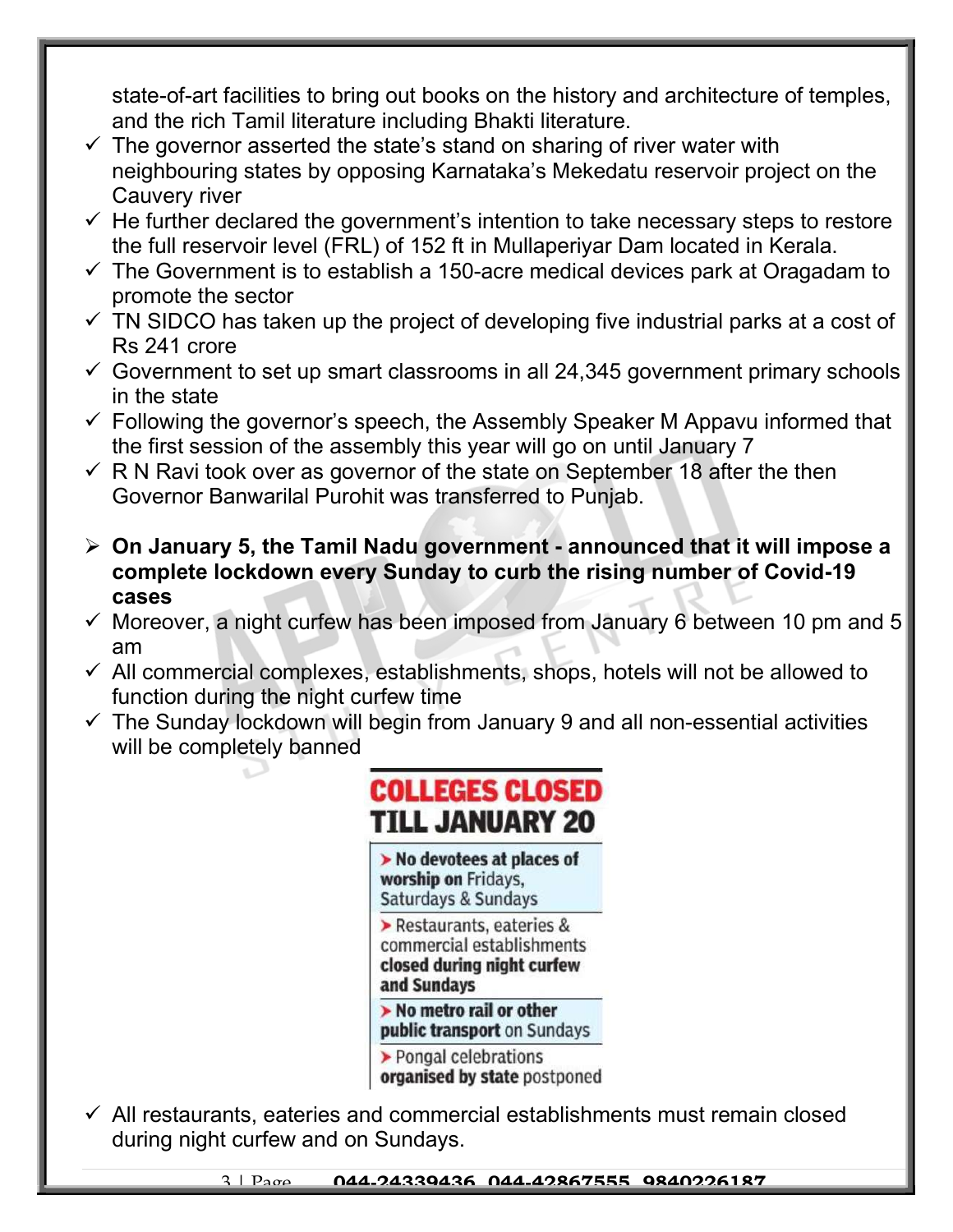state-of-art facilities to bring out books on the history and architecture of temples, and the rich Tamil literature including Bhakti literature.

- ✓ The governor asserted the state's stand on sharing of river water with neighbouring states by opposing Karnataka's Mekedatu reservoir project on the Cauvery river
- ✓ He further declared the government's intention to take necessary steps to restore the full reservoir level (FRL) of 152 ft in Mullaperiyar Dam located in Kerala.
- ✓ The Government is to establish a 150-acre medical devices park at Oragadam to promote the sector
- ✓ TN SIDCO has taken up the project of developing five industrial parks at a cost of Rs 241 crore
- ✓ Government to set up smart classrooms in all 24,345 government primary schools in the state
- ✓ Following the governor's speech, the Assembly Speaker M Appavu informed that the first session of the assembly this year will go on until January 7
- ✓ R N Ravi took over as governor of the state on September 18 after the then Governor Banwarilal Purohit was transferred to Punjab.

➢ **On January 5, the Tamil Nadu government - announced that it will impose a complete lockdown every Sunday to curb the rising number of Covid-19 cases**

- ✓ Moreover, a night curfew has been imposed from January 6 between 10 pm and 5 am
- ✓ All commercial complexes, establishments, shops, hotels will not be allowed to function during the night curfew time
- ✓ The Sunday lockdown will begin from January 9 and all non-essential activities will be completely banned

**COLLEGES CLOSED TILL JANUARY 20**

- **No devotees at places of worship on** Fridays, Saturdays & Sundays
- Restaurants, eateries & commercial establishments **closed during night curfew and Sundays**
- **No metro rail or other public transport** on Sundays
- Pongal celebrations **organised by state** postponed

- ✓ All restaurants, eateries and commercial establishments must remain closed during night curfew and on Sundays.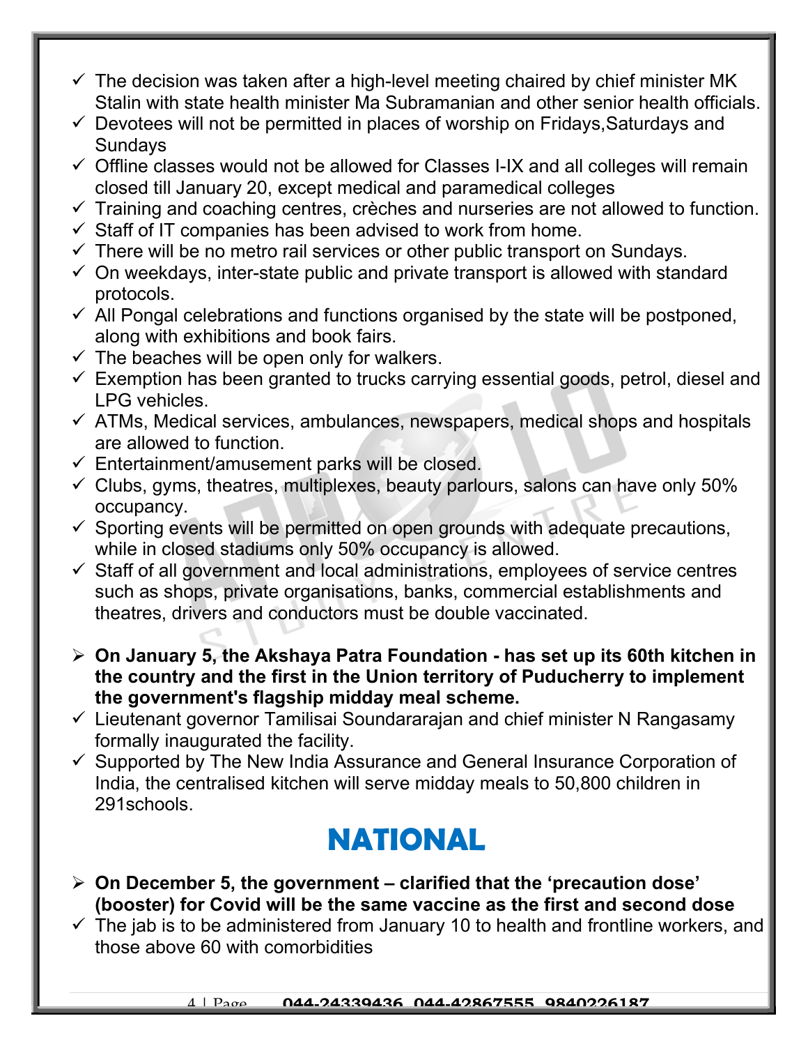- ✓ The decision was taken after a high-level meeting chaired by chief minister MK Stalin with state health minister Ma Subramanian and other senior health officials.
- ✓ Devotees will not be permitted in places of worship on Fridays,Saturdays and Sundays
- ✓ Offline classes would not be allowed for Classes I-IX and all colleges will remain closed till January 20, except medical and paramedical colleges
- ✓ Training and coaching centres, crèches and nurseries are not allowed to function.
- ✓ Staff of IT companies has been advised to work from home.
- ✓ There will be no metro rail services or other public transport on Sundays.
- ✓ On weekdays, inter-state public and private transport is allowed with standard protocols.
- ✓ All Pongal celebrations and functions organised by the state will be postponed, along with exhibitions and book fairs.
- ✓ The beaches will be open only for walkers.
- ✓ Exemption has been granted to trucks carrying essential goods, petrol, diesel and LPG vehicles.
- ✓ ATMs, Medical services, ambulances, newspapers, medical shops and hospitals are allowed to function.
- ✓ Entertainment/amusement parks will be closed.
- ✓ Clubs, gyms, theatres, multiplexes, beauty parlours, salons can have only 50% occupancy.
- ✓ Sporting events will be permitted on open grounds with adequate precautions, while in closed stadiums only 50% occupancy is allowed.
- ✓ Staff of all government and local administrations, employees of service centres such as shops, private organisations, banks, commercial establishments and theatres, drivers and conductors must be double vaccinated.

- ➢ **On January 5, the Akshaya Patra Foundation - has set up its 60th kitchen in the country and the first in the Union territory of Puducherry to implement the government's flagship midday meal scheme.**
- ✓ Lieutenant governor Tamilisai Soundararajan and chief minister N Rangasamy formally inaugurated the facility.
- ✓ Supported by The New India Assurance and General Insurance Corporation of India, the centralised kitchen will serve midday meals to 50,800 children in 291schools.

# NATIONAL

- ➢ **On December 5, the government – clarified that the 'precaution dose' (booster) for Covid will be the same vaccine as the first and second dose**
- ✓ The jab is to be administered from January 10 to health and frontline workers, and those above 60 with comorbidities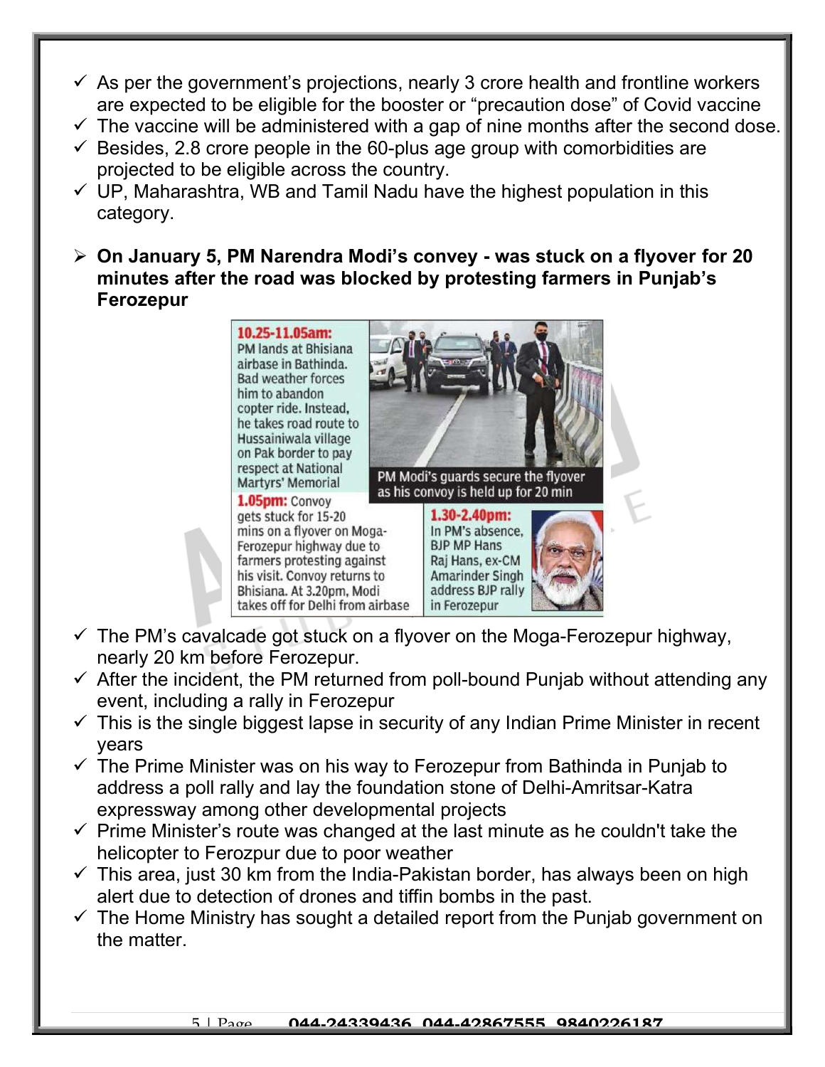- ✓ As per the government's projections, nearly 3 crore health and frontline workers are expected to be eligible for the booster or "precaution dose" of Covid vaccine
- ✓ The vaccine will be administered with a gap of nine months after the second dose.
- ✓ Besides, 2.8 crore people in the 60-plus age group with comorbidities are projected to be eligible across the country.
- ✓ UP, Maharashtra, WB and Tamil Nadu have the highest population in this category.

- **On January 5, PM Narendra Modi's convey - was stuck on a flyover for 20 minutes after the road was blocked by protesting farmers in Punjab's Ferozepur**

**10.25-11.05am:** PM lands at Bhisiana airbase in Bathinda. Bad weather forces him to abandon copter ride. Instead, he takes road route to Hussainiwala village on Pak border to pay respect at National Martyrs' Memorial

PM Modi's guards secure the flyover as his convoy is held up for 20 min

**1.05pm:** Convoy gets stuck for 15-20 mins on a flyover on Moga-Ferozepur highway due to farmers protesting against his visit. Convoy returns to Bhisiana. At 3.20pm, Modi takes off for Delhi from airbase

**1.30-2.40pm:** In PM's absence, BJP MP Hans Raj Hans, ex-CM Amarinder Singh address BJP rally in Ferozepur

- ✓ The PM's cavalcade got stuck on a flyover on the Moga-Ferozepur highway, nearly 20 km before Ferozepur.
- ✓ After the incident, the PM returned from poll-bound Punjab without attending any event, including a rally in Ferozepur
- ✓ This is the single biggest lapse in security of any Indian Prime Minister in recent years
- ✓ The Prime Minister was on his way to Ferozepur from Bathinda in Punjab to address a poll rally and lay the foundation stone of Delhi-Amritsar-Katra expressway among other developmental projects
- ✓ Prime Minister's route was changed at the last minute as he couldn't take the helicopter to Ferozpur due to poor weather
- ✓ This area, just 30 km from the India-Pakistan border, has always been on high alert due to detection of drones and tiffin bombs in the past.
- ✓ The Home Ministry has sought a detailed report from the Punjab government on the matter.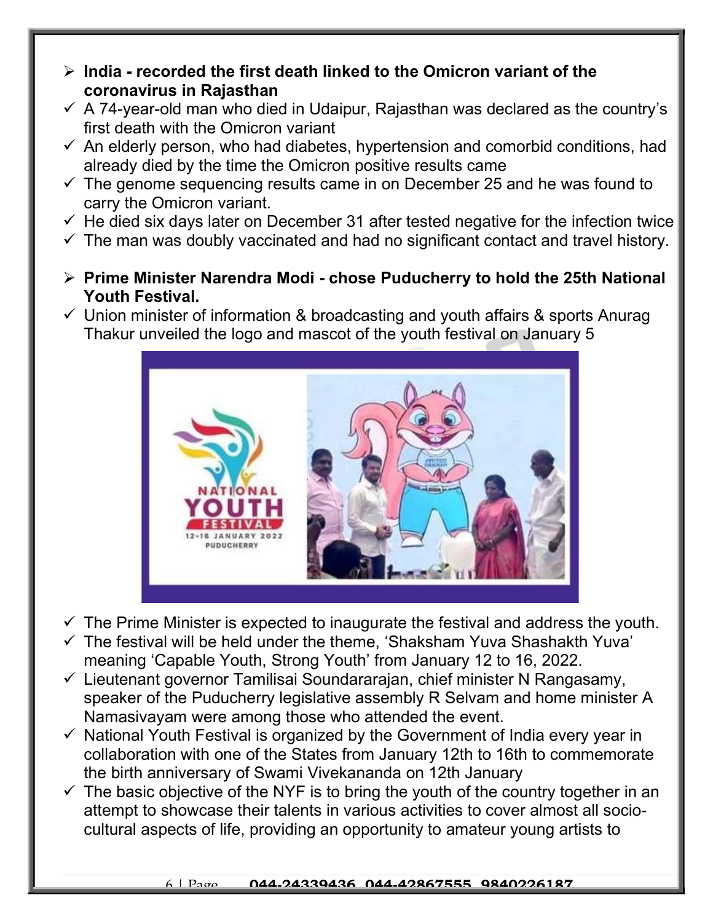- **India - recorded the first death linked to the Omicron variant of the coronavirus in Rajasthan**
  - A 74-year-old man who died in Udaipur, Rajasthan was declared as the country's first death with the Omicron variant
  - An elderly person, who had diabetes, hypertension and comorbid conditions, had already died by the time the Omicron positive results came
  - The genome sequencing results came in on December 25 and he was found to carry the Omicron variant.
  - He died six days later on December 31 after tested negative for the infection twice
  - The man was doubly vaccinated and had no significant contact and travel history.

- **Prime Minister Narendra Modi - chose Puducherry to hold the 25th National Youth Festival.**
  - Union minister of information & broadcasting and youth affairs & sports Anurag Thakur unveiled the logo and mascot of the youth festival on January 5
  - The Prime Minister is expected to inaugurate the festival and address the youth.
  - The festival will be held under the theme, 'Shaksham Yuva Shashakth Yuva' meaning 'Capable Youth, Strong Youth' from January 12 to 16, 2022.
  - Lieutenant governor Tamilisai Soundararajan, chief minister N Rangasamy, speaker of the Puducherry legislative assembly R Selvam and home minister A Namasivayam were among those who attended the event.
  - National Youth Festival is organized by the Government of India every year in collaboration with one of the States from January 12th to 16th to commemorate the birth anniversary of Swami Vivekananda on 12th January
  - The basic objective of the NYF is to bring the youth of the country together in an attempt to showcase their talents in various activities to cover almost all socio-cultural aspects of life, providing an opportunity to amateur young artists to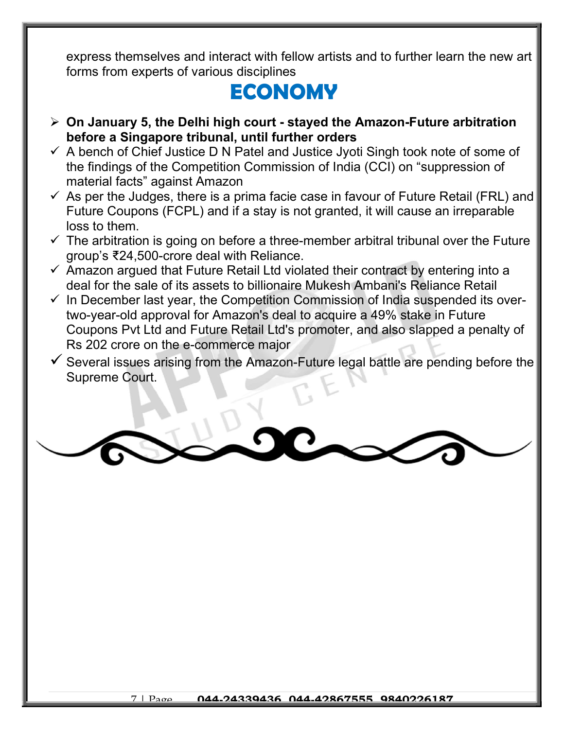express themselves and interact with fellow artists and to further learn the new art forms from experts of various disciplines

# ECONOMY

- **On January 5, the Delhi high court - stayed the Amazon-Future arbitration before a Singapore tribunal, until further orders**
  - ✓ A bench of Chief Justice D N Patel and Justice Jyoti Singh took note of some of the findings of the Competition Commission of India (CCI) on "suppression of material facts" against Amazon
  - ✓ As per the Judges, there is a prima facie case in favour of Future Retail (FRL) and Future Coupons (FCPL) and if a stay is not granted, it will cause an irreparable loss to them.
  - ✓ The arbitration is going on before a three-member arbitral tribunal over the Future group's ₹24,500-crore deal with Reliance.
  - ✓ Amazon argued that Future Retail Ltd violated their contract by entering into a deal for the sale of its assets to billionaire Mukesh Ambani's Reliance Retail
  - ✓ In December last year, the Competition Commission of India suspended its over-two-year-old approval for Amazon's deal to acquire a 49% stake in Future Coupons Pvt Ltd and Future Retail Ltd's promoter, and also slapped a penalty of Rs 202 crore on the e-commerce major
  - ✓ Several issues arising from the Amazon-Future legal battle are pending before the Supreme Court.